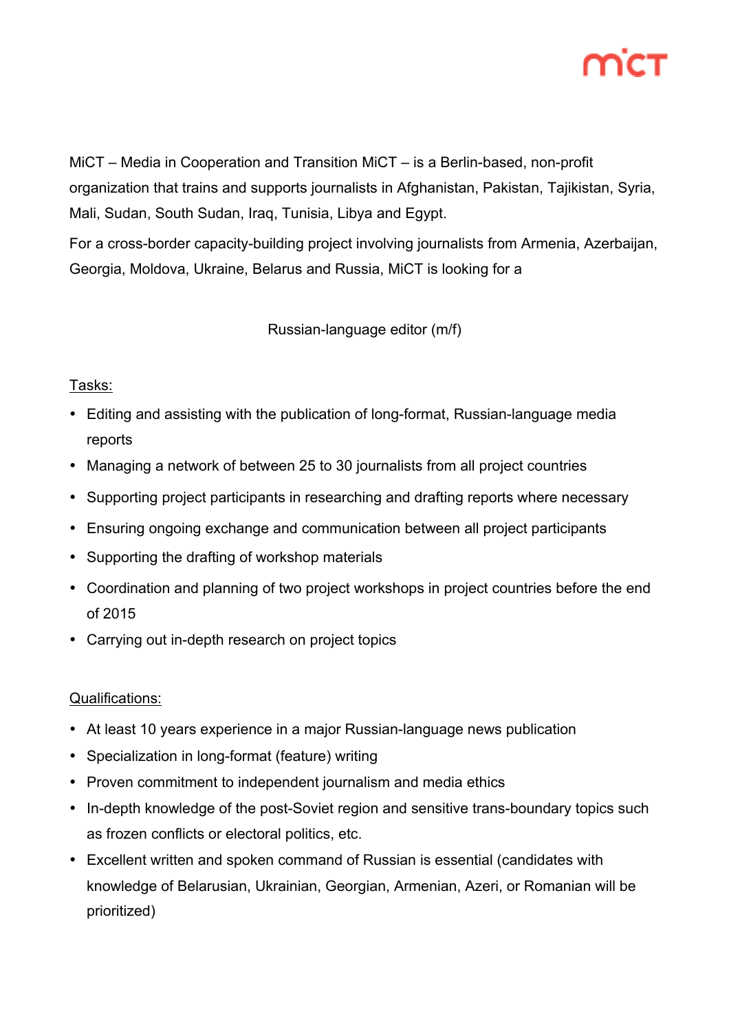MiCT – Media in Cooperation and Transition MiCT – is a Berlin-based, non-profit organization that trains and supports journalists in Afghanistan, Pakistan, Tajikistan, Syria, Mali, Sudan, South Sudan, Iraq, Tunisia, Libya and Egypt.

For a cross-border capacity-building project involving journalists from Armenia, Azerbaijan, Georgia, Moldova, Ukraine, Belarus and Russia, MiCT is looking for a

Russian-language editor (m/f)

Tasks:

- Editing and assisting with the publication of long-format, Russian-language media reports
- Managing a network of between 25 to 30 journalists from all project countries
- Supporting project participants in researching and drafting reports where necessary
- Ensuring ongoing exchange and communication between all project participants
- Supporting the drafting of workshop materials
- Coordination and planning of two project workshops in project countries before the end of 2015
- Carrying out in-depth research on project topics

Qualifications:

- At least 10 years experience in a major Russian-language news publication
- Specialization in long-format (feature) writing
- Proven commitment to independent journalism and media ethics
- In-depth knowledge of the post-Soviet region and sensitive trans-boundary topics such as frozen conflicts or electoral politics, etc.
- Excellent written and spoken command of Russian is essential (candidates with knowledge of Belarusian, Ukrainian, Georgian, Armenian, Azeri, or Romanian will be prioritized)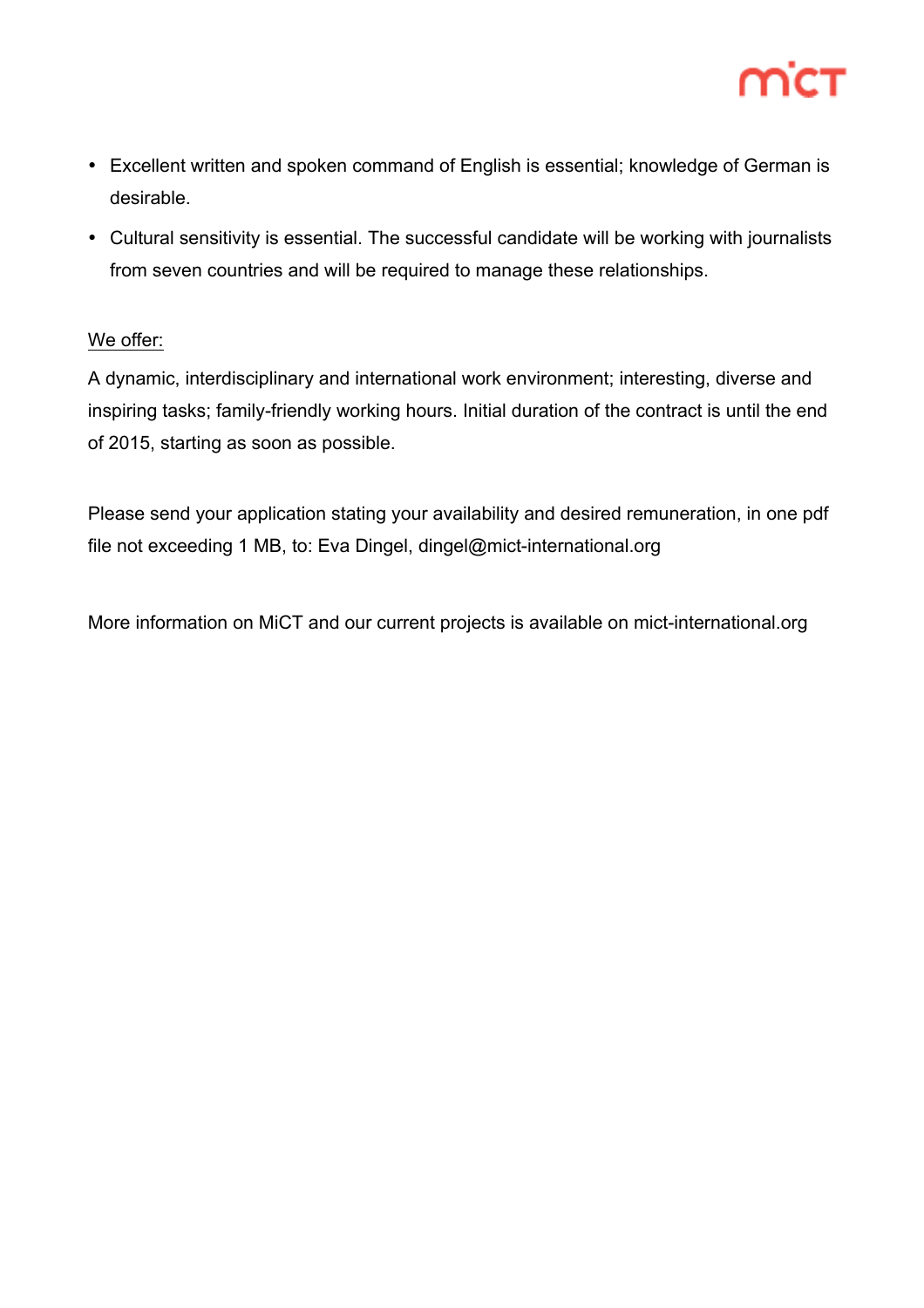- Excellent written and spoken command of English is essential; knowledge of German is desirable.
- Cultural sensitivity is essential. The successful candidate will be working with journalists from seven countries and will be required to manage these relationships.

<u>We offer:</u>

A dynamic, interdisciplinary and international work environment; interesting, diverse and inspiring tasks; family-friendly working hours. Initial duration of the contract is until the end of 2015, starting as soon as possible.

Please send your application stating your availability and desired remuneration, in one pdf file not exceeding 1 MB, to: Eva Dingel, dingel@mict-international.org

More information on MiCT and our current projects is available on mict-international.org